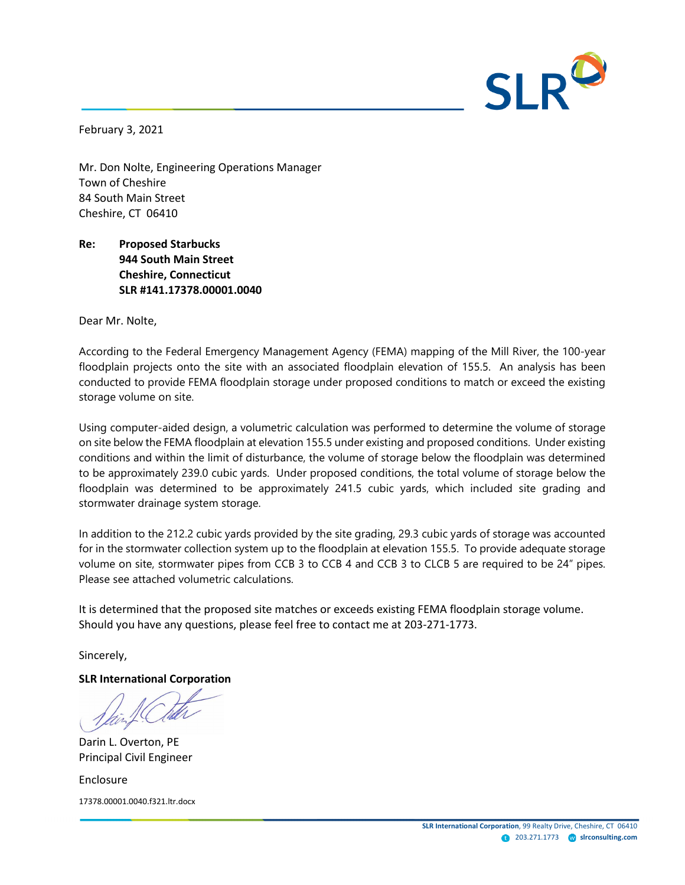February 3, 2021

Mr. Don Nolte, Engineering Operations Manager
Town of Cheshire
84 South Main Street
Cheshire, CT 06410

**Re: Proposed Starbucks**
**944 South Main Street**
**Cheshire, Connecticut**
**SLR #141.17378.00001.0040**

Dear Mr. Nolte,

According to the Federal Emergency Management Agency (FEMA) mapping of the Mill River, the 100-year floodplain projects onto the site with an associated floodplain elevation of 155.5. An analysis has been conducted to provide FEMA floodplain storage under proposed conditions to match or exceed the existing storage volume on site.

Using computer-aided design, a volumetric calculation was performed to determine the volume of storage on site below the FEMA floodplain at elevation 155.5 under existing and proposed conditions. Under existing conditions and within the limit of disturbance, the volume of storage below the floodplain was determined to be approximately 239.0 cubic yards. Under proposed conditions, the total volume of storage below the floodplain was determined to be approximately 241.5 cubic yards, which included site grading and stormwater drainage system storage.

In addition to the 212.2 cubic yards provided by the site grading, 29.3 cubic yards of storage was accounted for in the stormwater collection system up to the floodplain at elevation 155.5. To provide adequate storage volume on site, stormwater pipes from CCB 3 to CCB 4 and CCB 3 to CLCB 5 are required to be 24" pipes. Please see attached volumetric calculations.

It is determined that the proposed site matches or exceeds existing FEMA floodplain storage volume. Should you have any questions, please feel free to contact me at 203-271-1773.

Sincerely,

**SLR International Corporation**

Darin L. Overton, PE
Principal Civil Engineer

Enclosure

17378.00001.0040.f321.ltr.docx

**SLR International Corporation**, 99 Realty Drive, Cheshire, CT 06410
203.271.1773 slrconsulting.com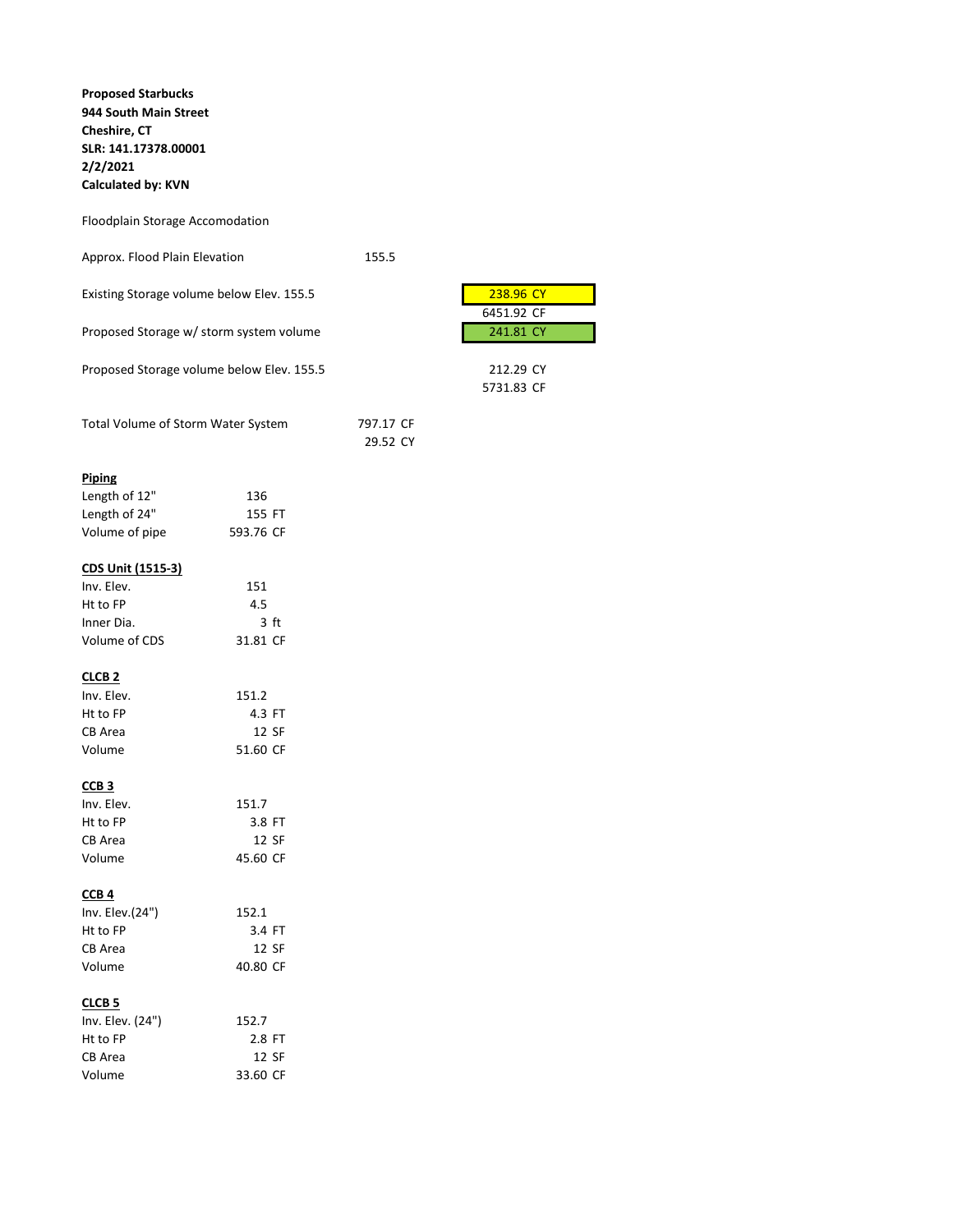**Proposed Starbucks**
**944 South Main Street**
**Cheshire, CT**
**SLR: 141.17378.00001**
**2/2/2021**
**Calculated by: KVN**

Floodplain Storage Accomodation

| | | |
|---|---|---|
| Approx. Flood Plain Elevation | 155.5 | |
| Existing Storage volume below Elev. 155.5 | | 238.96 CY |
| | | 6451.92 CF |
| Proposed Storage w/ storm system volume | | 241.81 CY |
| Proposed Storage volume below Elev. 155.5 | | 212.29 CY |
| | | 5731.83 CF |
| Total Volume of Storm Water System | 797.17 CF | |
| | 29.52 CY | |

**Piping**

| | |
|---|---|
| Length of 12" | 136 |
| Length of 24" | 155 FT |
| Volume of pipe | 593.76 CF |

**CDS Unit (1515-3)**

| | |
|---|---|
| Inv. Elev. | 151 |
| Ht to FP | 4.5 |
| Inner Dia. | 3 ft |
| Volume of CDS | 31.81 CF |

**CLCB 2**

| | |
|---|---|
| Inv. Elev. | 151.2 |
| Ht to FP | 4.3 FT |
| CB Area | 12 SF |
| Volume | 51.60 CF |

**CCB 3**

| | |
|---|---|
| Inv. Elev. | 151.7 |
| Ht to FP | 3.8 FT |
| CB Area | 12 SF |
| Volume | 45.60 CF |

**CCB 4**

| | |
|---|---|
| Inv. Elev.(24") | 152.1 |
| Ht to FP | 3.4 FT |
| CB Area | 12 SF |
| Volume | 40.80 CF |

**CLCB 5**

| | |
|---|---|
| Inv. Elev. (24") | 152.7 |
| Ht to FP | 2.8 FT |
| CB Area | 12 SF |
| Volume | 33.60 CF |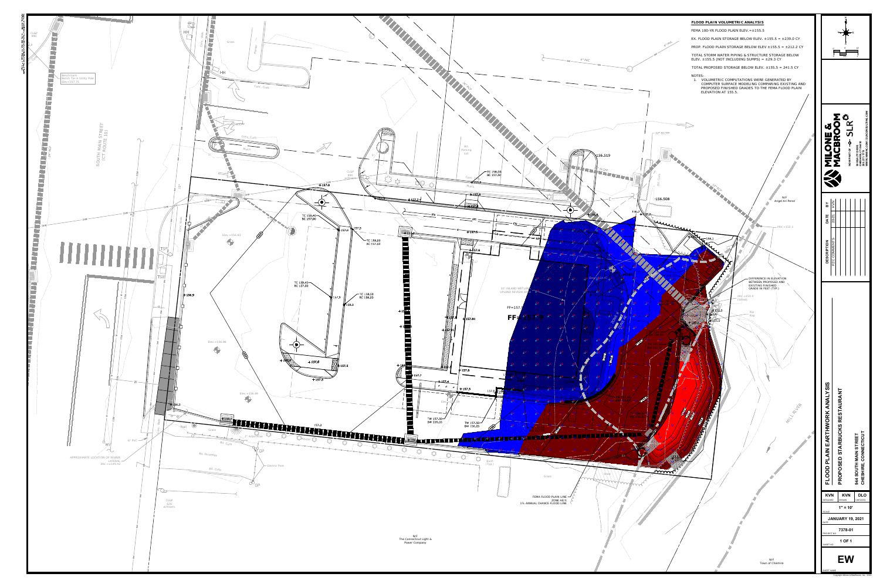## FLOOD PLAIN VOLUMETRIC ANALYSIS

FEMA 100-YR FLOOD PLAIN ELEV.=±155.5

EX. FLOOD PLAIN STORAGE BELOW ELEV. ±155.5 = ±239.0 CY

PROP. FLOOD PLAIN STORAGE BELOW ELEV ±155.5 = ±212.2 CY

TOTAL STORM WATER PIPING & STRUCTURE STORAGE BELOW ELEV. ±155.5 (NOT INCLUDING SUMPS) = ±29.3 CY

TOTAL PROPOSED STORAGE BELOW ELEV. ±155.5 = 241.5 CY

NOTES:

1. VOLUMETRIC COMPUTATIONS WERE GENERATED BY COMPUTER SURFACE MODELING COMPARING EXISTING AND PROPOSED FINISHED GRADES TO THE FEMA FLOOD PLAIN ELEVATION AT 155.5.

DIFFERENCE IN ELEVATION BETWEEN PROPOSED AND EXISTING FINISHED GRADE IN FEET (TYP.)

FEMA FLOOD PLAIN LINE ZONE AE/X 1% ANNUAL CHANCE FLOOD LINE

SOUTH MAIN STREET (CT ROUTE 10)

MILL RIVER

N/F Angel Ari Perez

N/F The Connecticut Light & Power Company

N/F Town of Cheshire

APPROXIMATE LOCATION OF SEWER LATERAL INV.=±149.42

Benchmark Bench Tie in Utility Pole Elev=157.75

FF=157.50

MILONE & MACBROOM

SLR

| DESCRIPTION | DATE | BY |
|---|---|---|
| PZC COMMENTS | 2021 | KVN |

**FLOOD PLAIN EARTHWORK ANALYSIS**

**PROPOSED STARBUCKS RESTAURANT**

**944 SOUTH MAIN STREET CHESHIRE, CONNECTICUT**

| DESIGNED | DRAWN | CHECKED |
|---|---|---|
| KVN | KVN | DLO |

SCALE: 1" = 10'

DATE: JANUARY 19, 2021

PROJECT NO. 7378-01

SHEET NO. 1 OF 1

SHEET NAME: EW